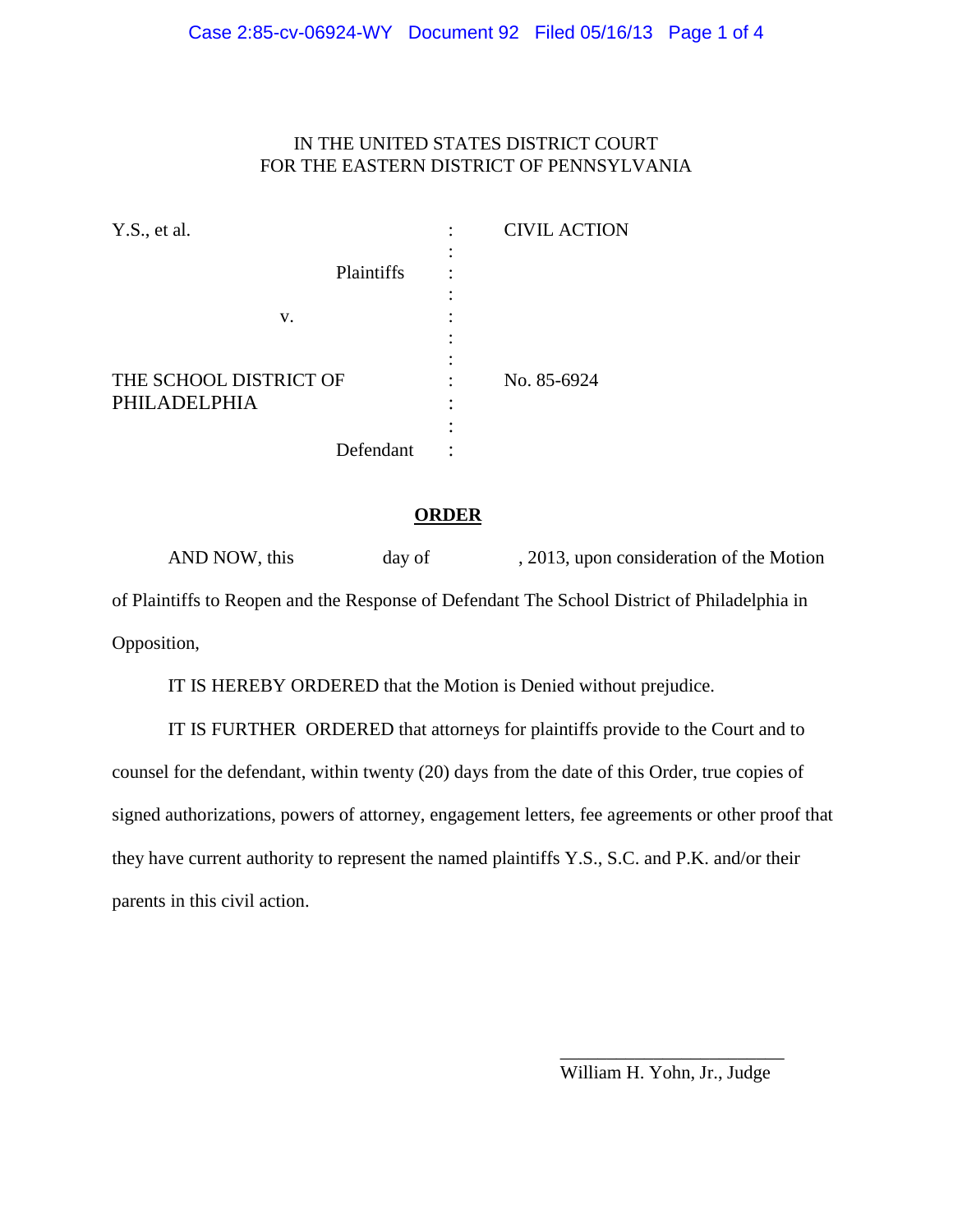IN THE UNITED STATES DISTRICT COURT
FOR THE EASTERN DISTRICT OF PENNSYLVANIA

| | | |
|---|---|---|
| Y.S., et al. | : | CIVIL ACTION |
| Plaintiffs | : | |
| v. | : | |
| THE SCHOOL DISTRICT OF PHILADELPHIA | : | No. 85-6924 |
| Defendant | : | |

## ORDER

AND NOW, this day of , 2013, upon consideration of the Motion of Plaintiffs to Reopen and the Response of Defendant The School District of Philadelphia in Opposition,

IT IS HEREBY ORDERED that the Motion is Denied without prejudice.

IT IS FURTHER ORDERED that attorneys for plaintiffs provide to the Court and to counsel for the defendant, within twenty (20) days from the date of this Order, true copies of signed authorizations, powers of attorney, engagement letters, fee agreements or other proof that they have current authority to represent the named plaintiffs Y.S., S.C. and P.K. and/or their parents in this civil action.

\_\_\_\_\_\_\_\_\_\_\_\_\_\_\_\_\_\_\_\_\_\_\_\_\_\_
William H. Yohn, Jr., Judge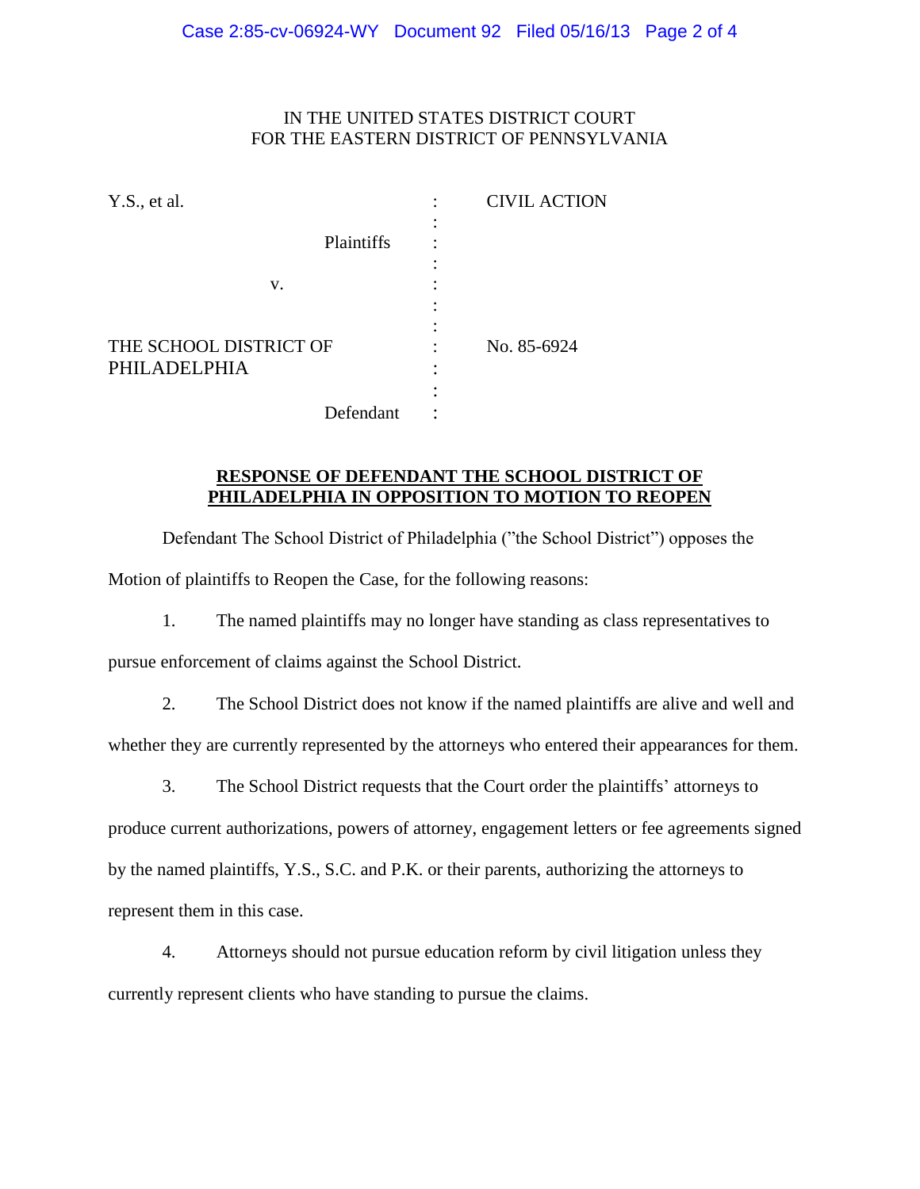IN THE UNITED STATES DISTRICT COURT
FOR THE EASTERN DISTRICT OF PENNSYLVANIA

| | | |
|---|---|---|
| Y.S., et al. | : | CIVIL ACTION |
| Plaintiffs | : | |
| v. | : | |
| THE SCHOOL DISTRICT OF PHILADELPHIA | : | No. 85-6924 |
| Defendant | : | |

**RESPONSE OF DEFENDANT THE SCHOOL DISTRICT OF PHILADELPHIA IN OPPOSITION TO MOTION TO REOPEN**

Defendant The School District of Philadelphia ("the School District") opposes the Motion of plaintiffs to Reopen the Case, for the following reasons:

1. The named plaintiffs may no longer have standing as class representatives to pursue enforcement of claims against the School District.

2. The School District does not know if the named plaintiffs are alive and well and whether they are currently represented by the attorneys who entered their appearances for them.

3. The School District requests that the Court order the plaintiffs' attorneys to produce current authorizations, powers of attorney, engagement letters or fee agreements signed by the named plaintiffs, Y.S., S.C. and P.K. or their parents, authorizing the attorneys to represent them in this case.

4. Attorneys should not pursue education reform by civil litigation unless they currently represent clients who have standing to pursue the claims.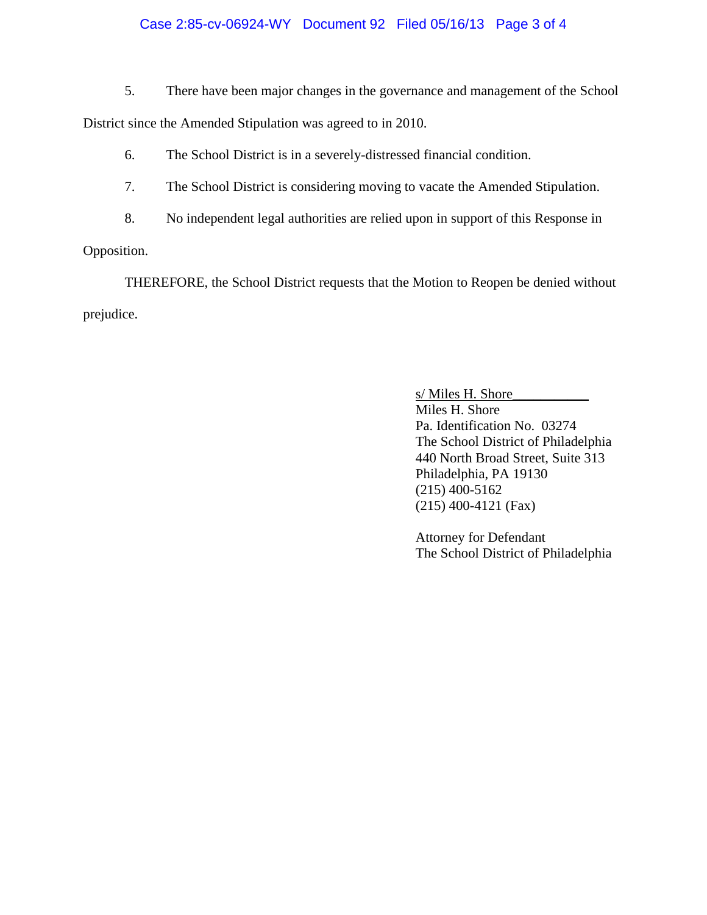5. There have been major changes in the governance and management of the School District since the Amended Stipulation was agreed to in 2010.

6. The School District is in a severely-distressed financial condition.

7. The School District is considering moving to vacate the Amended Stipulation.

8. No independent legal authorities are relied upon in support of this Response in Opposition.

THEREFORE, the School District requests that the Motion to Reopen be denied without prejudice.

s/ Miles H. Shore
Miles H. Shore
Pa. Identification No. 03274
The School District of Philadelphia
440 North Broad Street, Suite 313
Philadelphia, PA 19130
(215) 400-5162
(215) 400-4121 (Fax)

Attorney for Defendant
The School District of Philadelphia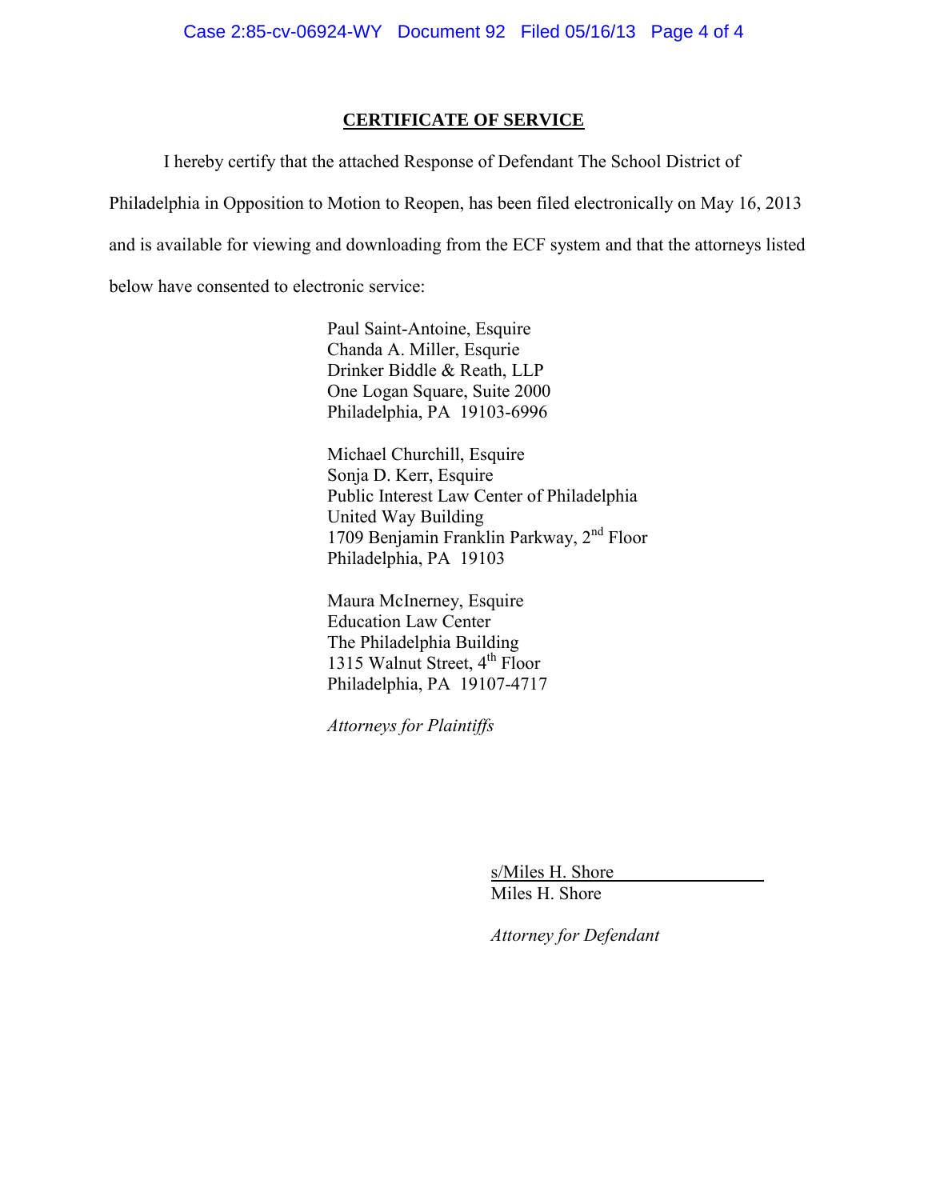**CERTIFICATE OF SERVICE**

I hereby certify that the attached Response of Defendant The School District of Philadelphia in Opposition to Motion to Reopen, has been filed electronically on May 16, 2013 and is available for viewing and downloading from the ECF system and that the attorneys listed below have consented to electronic service:

Paul Saint-Antoine, Esquire
Chanda A. Miller, Esqurie
Drinker Biddle & Reath, LLP
One Logan Square, Suite 2000
Philadelphia, PA 19103-6996

Michael Churchill, Esquire
Sonja D. Kerr, Esquire
Public Interest Law Center of Philadelphia
United Way Building
1709 Benjamin Franklin Parkway, 2nd Floor
Philadelphia, PA 19103

Maura McInerney, Esquire
Education Law Center
The Philadelphia Building
1315 Walnut Street, 4th Floor
Philadelphia, PA 19107-4717

*Attorneys for Plaintiffs*

s/Miles H. Shore
Miles H. Shore

*Attorney for Defendant*